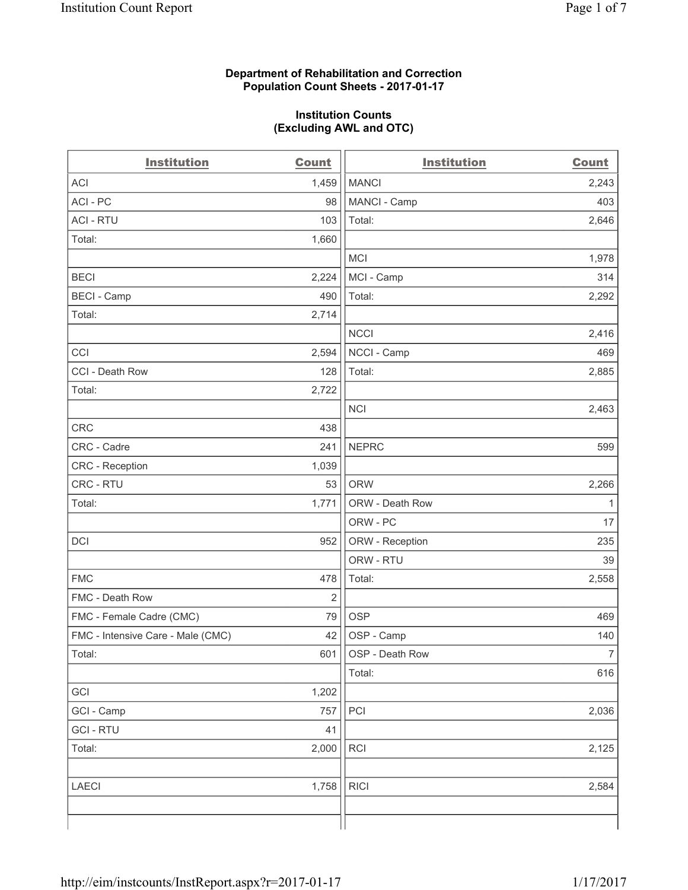**Department of Rehabilitation and Correction**
**Population Count Sheets - 2017-01-17**

**Institution Counts**
**(Excluding AWL and OTC)**

| Institution | Count | Institution | Count |
|---|---|---|---|
| ACI | 1,459 | MANCI | 2,243 |
| ACI - PC | 98 | MANCI - Camp | 403 |
| ACI - RTU | 103 | Total: | 2,646 |
| Total: | 1,660 | | |
| | | MCI | 1,978 |
| BECI | 2,224 | MCI - Camp | 314 |
| BECI - Camp | 490 | Total: | 2,292 |
| Total: | 2,714 | | |
| | | NCCI | 2,416 |
| CCI | 2,594 | NCCI - Camp | 469 |
| CCI - Death Row | 128 | Total: | 2,885 |
| Total: | 2,722 | | |
| | | NCI | 2,463 |
| CRC | 438 | | |
| CRC - Cadre | 241 | NEPRC | 599 |
| CRC - Reception | 1,039 | | |
| CRC - RTU | 53 | ORW | 2,266 |
| Total: | 1,771 | ORW - Death Row | 1 |
| | | ORW - PC | 17 |
| DCI | 952 | ORW - Reception | 235 |
| | | ORW - RTU | 39 |
| FMC | 478 | Total: | 2,558 |
| FMC - Death Row | 2 | | |
| FMC - Female Cadre (CMC) | 79 | OSP | 469 |
| FMC - Intensive Care - Male (CMC) | 42 | OSP - Camp | 140 |
| Total: | 601 | OSP - Death Row | 7 |
| | | Total: | 616 |
| GCI | 1,202 | | |
| GCI - Camp | 757 | PCI | 2,036 |
| GCI - RTU | 41 | | |
| Total: | 2,000 | RCI | 2,125 |
| | | | |
| LAECI | 1,758 | RICI | 2,584 |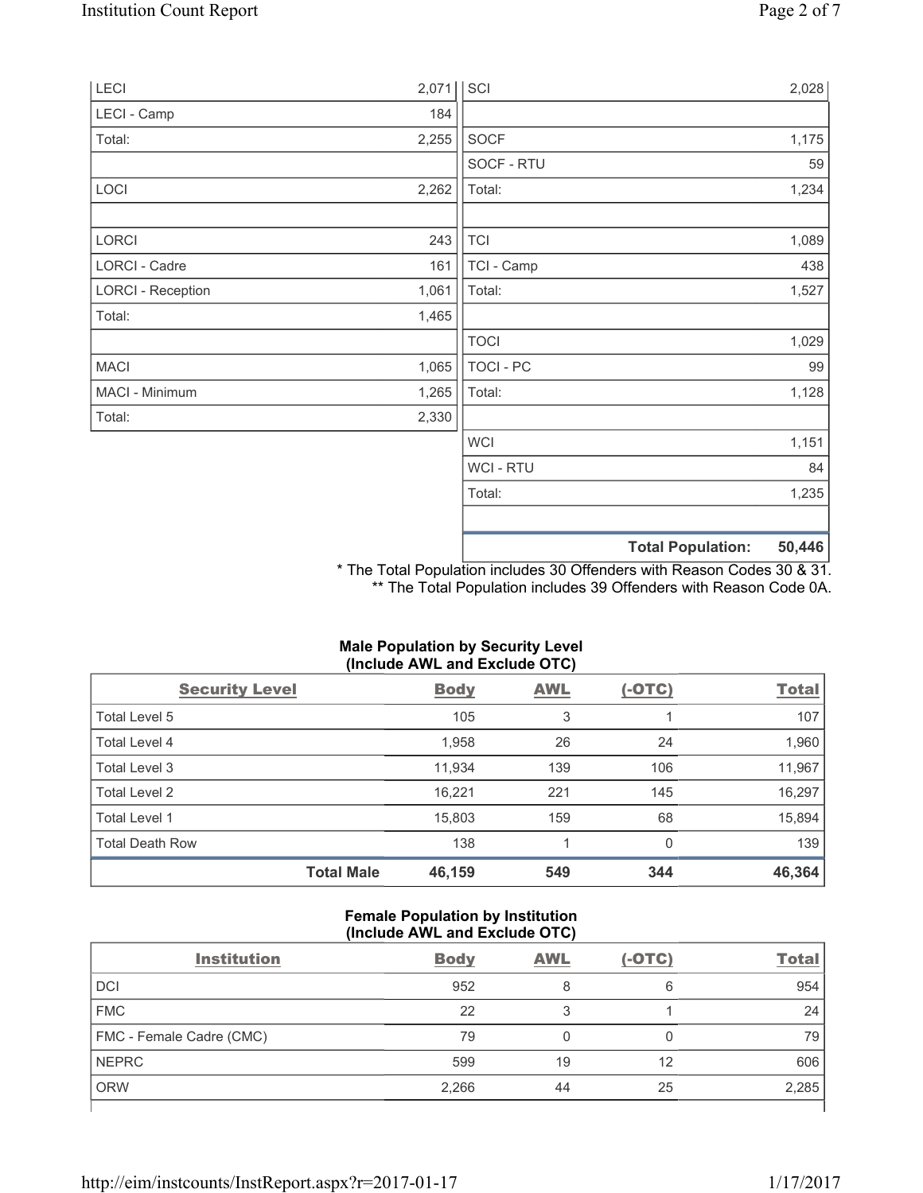| | | | |
|---|---|---|---|
| LECI | 2,071 | SCI | 2,028 |
| LECI - Camp | 184 | | |
| Total: | 2,255 | SOCF | 1,175 |
| | | SOCF - RTU | 59 |
| LOCI | 2,262 | Total: | 1,234 |
| | | | |
| LORCI | 243 | TCI | 1,089 |
| LORCI - Cadre | 161 | TCI - Camp | 438 |
| LORCI - Reception | 1,061 | Total: | 1,527 |
| Total: | 1,465 | | |
| | | TOCI | 1,029 |
| MACI | 1,065 | TOCI - PC | 99 |
| MACI - Minimum | 1,265 | Total: | 1,128 |
| Total: | 2,330 | | |
| | | WCI | 1,151 |
| | | WCI - RTU | 84 |
| | | Total: | 1,235 |
| | | | |
| | | **Total Population:** | **50,446** |

\* The Total Population includes 30 Offenders with Reason Codes 30 & 31.
\** The Total Population includes 39 Offenders with Reason Code 0A.

### Male Population by Security Level (Include AWL and Exclude OTC)

| Security Level | Body | AWL | (-OTC) | Total |
|---|---|---|---|---|
| Total Level 5 | 105 | 3 | 1 | 107 |
| Total Level 4 | 1,958 | 26 | 24 | 1,960 |
| Total Level 3 | 11,934 | 139 | 106 | 11,967 |
| Total Level 2 | 16,221 | 221 | 145 | 16,297 |
| Total Level 1 | 15,803 | 159 | 68 | 15,894 |
| Total Death Row | 138 | 1 | 0 | 139 |
| **Total Male** | **46,159** | **549** | **344** | **46,364** |

### Female Population by Institution (Include AWL and Exclude OTC)

| Institution | Body | AWL | (-OTC) | Total |
|---|---|---|---|---|
| DCI | 952 | 8 | 6 | 954 |
| FMC | 22 | 3 | 1 | 24 |
| FMC - Female Cadre (CMC) | 79 | 0 | 0 | 79 |
| NEPRC | 599 | 19 | 12 | 606 |
| ORW | 2,266 | 44 | 25 | 2,285 |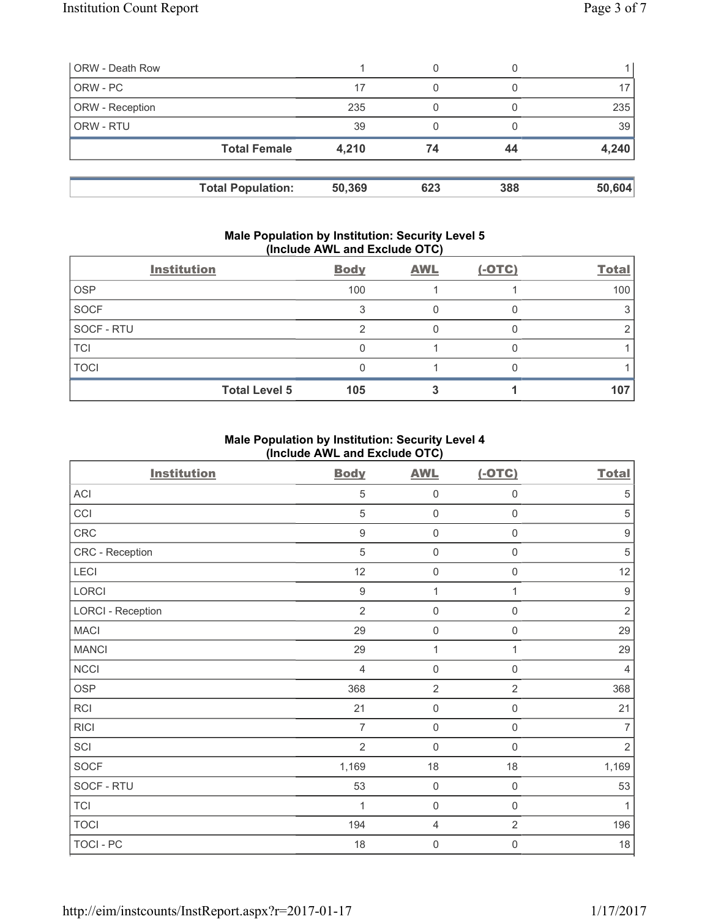| ORW - Death Row | 1 | 0 | 0 | 1 |
|---|---|---|---|---|
| ORW - PC | 17 | 0 | 0 | 17 |
| ORW - Reception | 235 | 0 | 0 | 235 |
| ORW - RTU | 39 | 0 | 0 | 39 |
| **Total Female** | **4,210** | **74** | **44** | **4,240** |

| **Total Population:** | **50,369** | **623** | **388** | **50,604** |
|---|---|---|---|---|

### Male Population by Institution: Security Level 5 (Include AWL and Exclude OTC)

| Institution | Body | AWL | (-OTC) | Total |
|---|---|---|---|---|
| OSP | 100 | 1 | 1 | 100 |
| SOCF | 3 | 0 | 0 | 3 |
| SOCF - RTU | 2 | 0 | 0 | 2 |
| TCI | 0 | 1 | 0 | 1 |
| TOCI | 0 | 1 | 0 | 1 |
| **Total Level 5** | **105** | **3** | **1** | **107** |

### Male Population by Institution: Security Level 4 (Include AWL and Exclude OTC)

| Institution | Body | AWL | (-OTC) | Total |
|---|---|---|---|---|
| ACI | 5 | 0 | 0 | 5 |
| CCI | 5 | 0 | 0 | 5 |
| CRC | 9 | 0 | 0 | 9 |
| CRC - Reception | 5 | 0 | 0 | 5 |
| LECI | 12 | 0 | 0 | 12 |
| LORCI | 9 | 1 | 1 | 9 |
| LORCI - Reception | 2 | 0 | 0 | 2 |
| MACI | 29 | 0 | 0 | 29 |
| MANCI | 29 | 1 | 1 | 29 |
| NCCI | 4 | 0 | 0 | 4 |
| OSP | 368 | 2 | 2 | 368 |
| RCI | 21 | 0 | 0 | 21 |
| RICI | 7 | 0 | 0 | 7 |
| SCI | 2 | 0 | 0 | 2 |
| SOCF | 1,169 | 18 | 18 | 1,169 |
| SOCF - RTU | 53 | 0 | 0 | 53 |
| TCI | 1 | 0 | 0 | 1 |
| TOCI | 194 | 4 | 2 | 196 |
| TOCI - PC | 18 | 0 | 0 | 18 |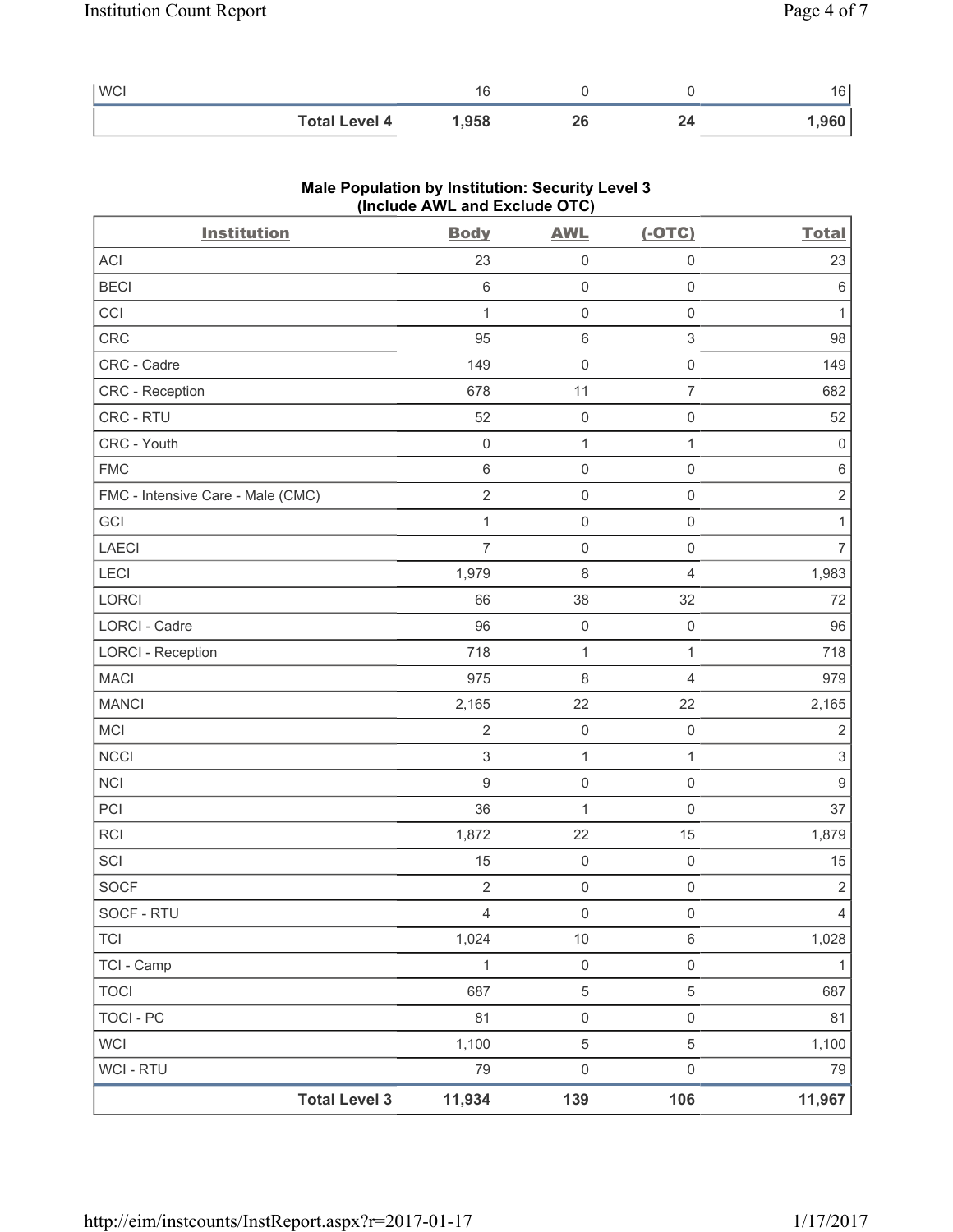| WCI | 16 | 0 | 0 | 16 |
|---|---|---|---|---|
| **Total Level 4** | **1,958** | **26** | **24** | **1,960** |

**Male Population by Institution: Security Level 3 (Include AWL and Exclude OTC)**

| Institution | Body | AWL | (-OTC) | Total |
|---|---|---|---|---|
| ACI | 23 | 0 | 0 | 23 |
| BECI | 6 | 0 | 0 | 6 |
| CCI | 1 | 0 | 0 | 1 |
| CRC | 95 | 6 | 3 | 98 |
| CRC - Cadre | 149 | 0 | 0 | 149 |
| CRC - Reception | 678 | 11 | 7 | 682 |
| CRC - RTU | 52 | 0 | 0 | 52 |
| CRC - Youth | 0 | 1 | 1 | 0 |
| FMC | 6 | 0 | 0 | 6 |
| FMC - Intensive Care - Male (CMC) | 2 | 0 | 0 | 2 |
| GCI | 1 | 0 | 0 | 1 |
| LAECI | 7 | 0 | 0 | 7 |
| LECI | 1,979 | 8 | 4 | 1,983 |
| LORCI | 66 | 38 | 32 | 72 |
| LORCI - Cadre | 96 | 0 | 0 | 96 |
| LORCI - Reception | 718 | 1 | 1 | 718 |
| MACI | 975 | 8 | 4 | 979 |
| MANCI | 2,165 | 22 | 22 | 2,165 |
| MCI | 2 | 0 | 0 | 2 |
| NCCI | 3 | 1 | 1 | 3 |
| NCI | 9 | 0 | 0 | 9 |
| PCI | 36 | 1 | 0 | 37 |
| RCI | 1,872 | 22 | 15 | 1,879 |
| SCI | 15 | 0 | 0 | 15 |
| SOCF | 2 | 0 | 0 | 2 |
| SOCF - RTU | 4 | 0 | 0 | 4 |
| TCI | 1,024 | 10 | 6 | 1,028 |
| TCI - Camp | 1 | 0 | 0 | 1 |
| TOCI | 687 | 5 | 5 | 687 |
| TOCI - PC | 81 | 0 | 0 | 81 |
| WCI | 1,100 | 5 | 5 | 1,100 |
| WCI - RTU | 79 | 0 | 0 | 79 |
| **Total Level 3** | **11,934** | **139** | **106** | **11,967** |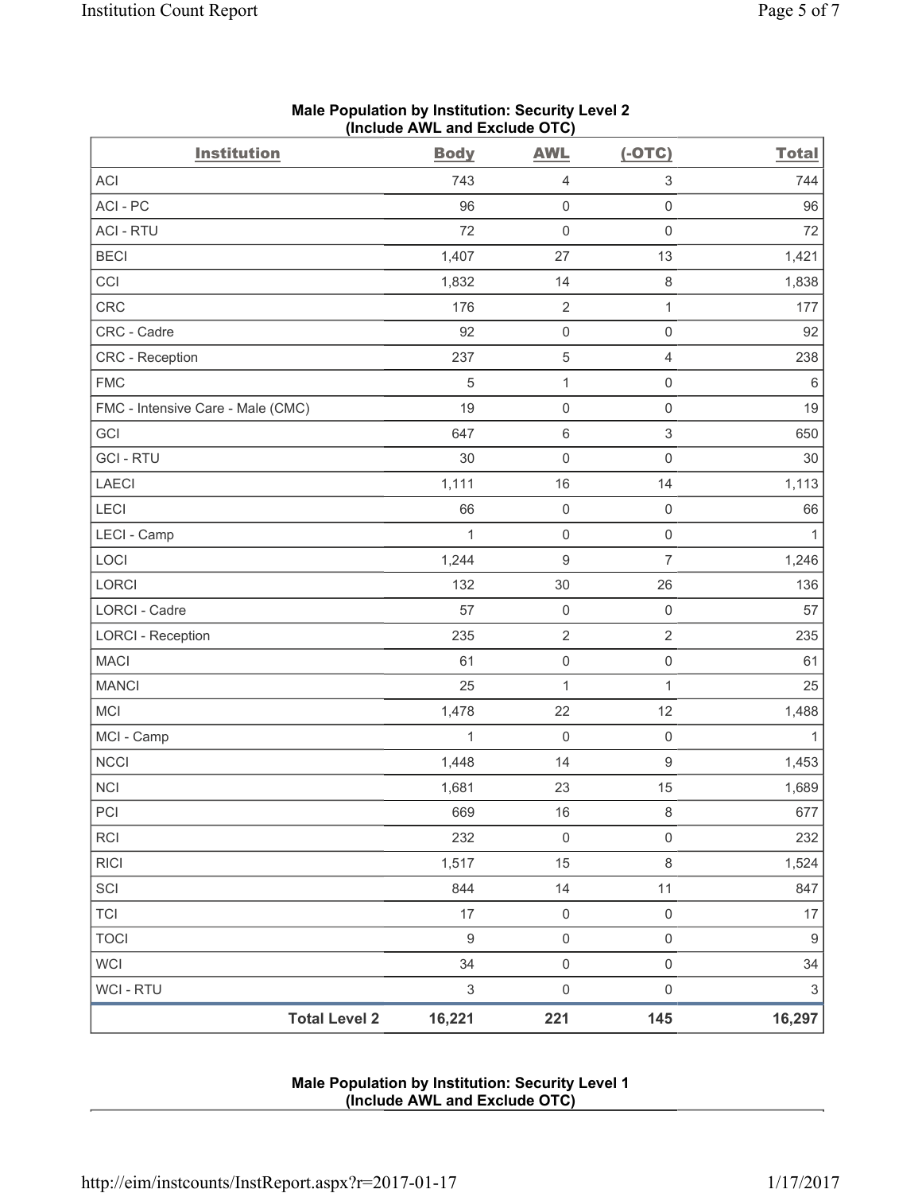## Male Population by Institution: Security Level 2 (Include AWL and Exclude OTC)

| Institution | Body | AWL | (-OTC) | Total |
|---|---|---|---|---|
| ACI | 743 | 4 | 3 | 744 |
| ACI - PC | 96 | 0 | 0 | 96 |
| ACI - RTU | 72 | 0 | 0 | 72 |
| BECI | 1,407 | 27 | 13 | 1,421 |
| CCI | 1,832 | 14 | 8 | 1,838 |
| CRC | 176 | 2 | 1 | 177 |
| CRC - Cadre | 92 | 0 | 0 | 92 |
| CRC - Reception | 237 | 5 | 4 | 238 |
| FMC | 5 | 1 | 0 | 6 |
| FMC - Intensive Care - Male (CMC) | 19 | 0 | 0 | 19 |
| GCI | 647 | 6 | 3 | 650 |
| GCI - RTU | 30 | 0 | 0 | 30 |
| LAECI | 1,111 | 16 | 14 | 1,113 |
| LECI | 66 | 0 | 0 | 66 |
| LECI - Camp | 1 | 0 | 0 | 1 |
| LOCI | 1,244 | 9 | 7 | 1,246 |
| LORCI | 132 | 30 | 26 | 136 |
| LORCI - Cadre | 57 | 0 | 0 | 57 |
| LORCI - Reception | 235 | 2 | 2 | 235 |
| MACI | 61 | 0 | 0 | 61 |
| MANCI | 25 | 1 | 1 | 25 |
| MCI | 1,478 | 22 | 12 | 1,488 |
| MCI - Camp | 1 | 0 | 0 | 1 |
| NCCI | 1,448 | 14 | 9 | 1,453 |
| NCI | 1,681 | 23 | 15 | 1,689 |
| PCI | 669 | 16 | 8 | 677 |
| RCI | 232 | 0 | 0 | 232 |
| RICI | 1,517 | 15 | 8 | 1,524 |
| SCI | 844 | 14 | 11 | 847 |
| TCI | 17 | 0 | 0 | 17 |
| TOCI | 9 | 0 | 0 | 9 |
| WCI | 34 | 0 | 0 | 34 |
| WCI - RTU | 3 | 0 | 0 | 3 |
| **Total Level 2** | **16,221** | **221** | **145** | **16,297** |

## Male Population by Institution: Security Level 1 (Include AWL and Exclude OTC)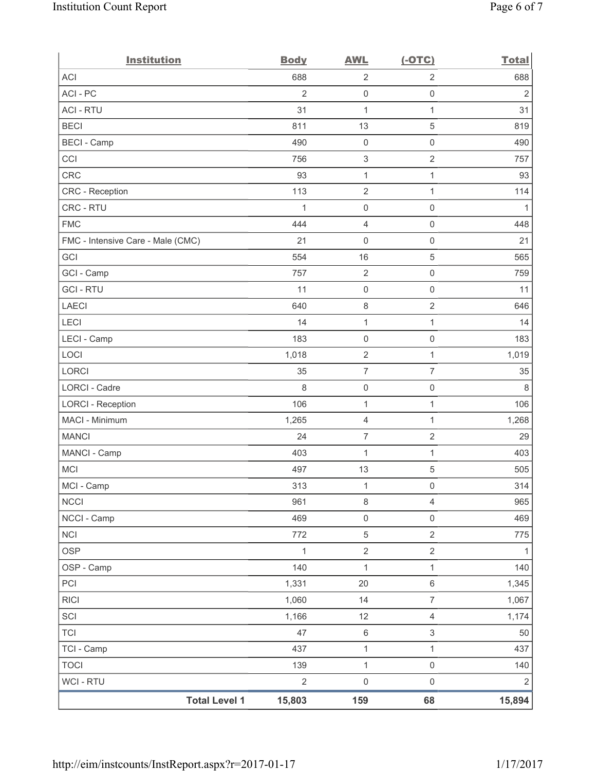| Institution | Body | AWL | (-OTC) | Total |
|---|---|---|---|---|
| ACI | 688 | 2 | 2 | 688 |
| ACI - PC | 2 | 0 | 0 | 2 |
| ACI - RTU | 31 | 1 | 1 | 31 |
| BECI | 811 | 13 | 5 | 819 |
| BECI - Camp | 490 | 0 | 0 | 490 |
| CCI | 756 | 3 | 2 | 757 |
| CRC | 93 | 1 | 1 | 93 |
| CRC - Reception | 113 | 2 | 1 | 114 |
| CRC - RTU | 1 | 0 | 0 | 1 |
| FMC | 444 | 4 | 0 | 448 |
| FMC - Intensive Care - Male (CMC) | 21 | 0 | 0 | 21 |
| GCI | 554 | 16 | 5 | 565 |
| GCI - Camp | 757 | 2 | 0 | 759 |
| GCI - RTU | 11 | 0 | 0 | 11 |
| LAECI | 640 | 8 | 2 | 646 |
| LECI | 14 | 1 | 1 | 14 |
| LECI - Camp | 183 | 0 | 0 | 183 |
| LOCI | 1,018 | 2 | 1 | 1,019 |
| LORCI | 35 | 7 | 7 | 35 |
| LORCI - Cadre | 8 | 0 | 0 | 8 |
| LORCI - Reception | 106 | 1 | 1 | 106 |
| MACI - Minimum | 1,265 | 4 | 1 | 1,268 |
| MANCI | 24 | 7 | 2 | 29 |
| MANCI - Camp | 403 | 1 | 1 | 403 |
| MCI | 497 | 13 | 5 | 505 |
| MCI - Camp | 313 | 1 | 0 | 314 |
| NCCI | 961 | 8 | 4 | 965 |
| NCCI - Camp | 469 | 0 | 0 | 469 |
| NCI | 772 | 5 | 2 | 775 |
| OSP | 1 | 2 | 2 | 1 |
| OSP - Camp | 140 | 1 | 1 | 140 |
| PCI | 1,331 | 20 | 6 | 1,345 |
| RICI | 1,060 | 14 | 7 | 1,067 |
| SCI | 1,166 | 12 | 4 | 1,174 |
| TCI | 47 | 6 | 3 | 50 |
| TCI - Camp | 437 | 1 | 1 | 437 |
| TOCI | 139 | 1 | 0 | 140 |
| WCI - RTU | 2 | 0 | 0 | 2 |
| **Total Level 1** | **15,803** | **159** | **68** | **15,894** |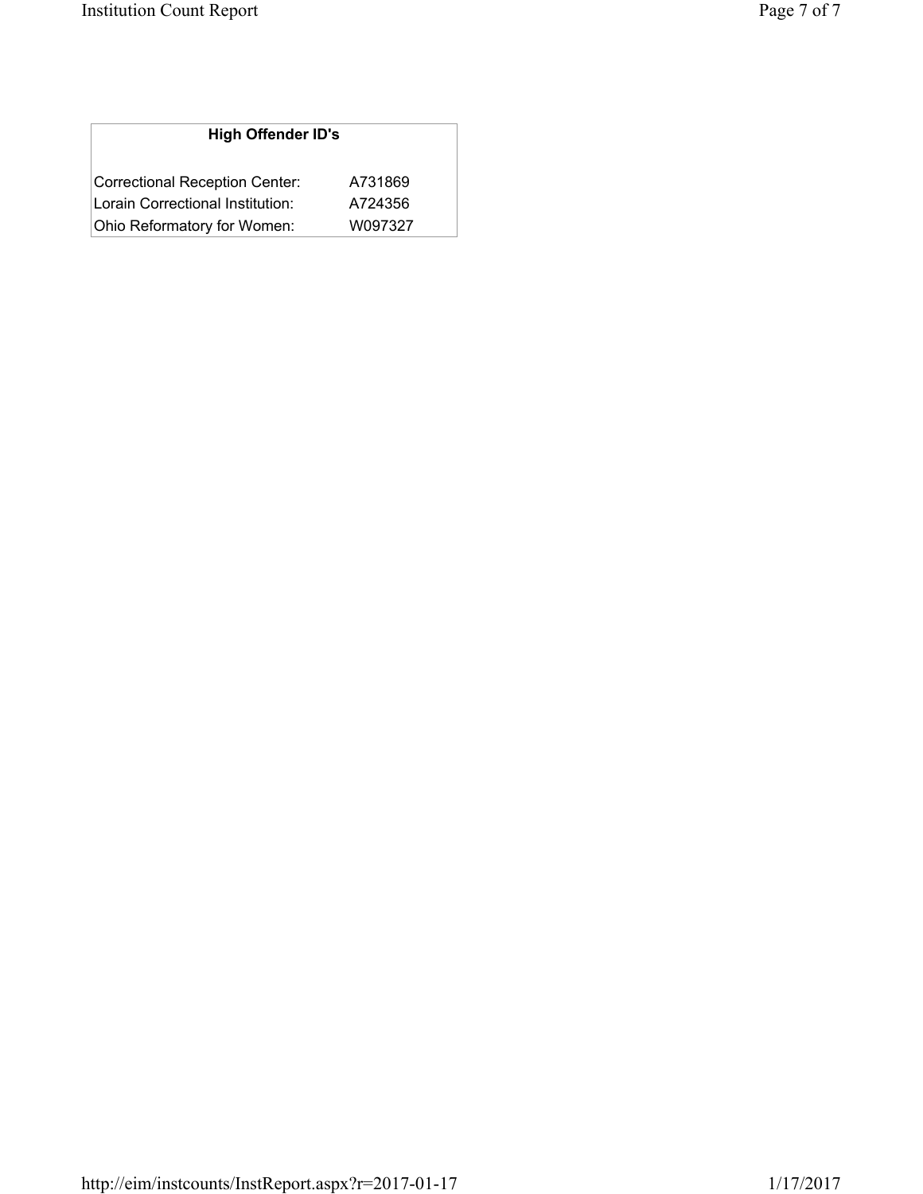| High Offender ID's | |
|---|---|
| Correctional Reception Center: | A731869 |
| Lorain Correctional Institution: | A724356 |
| Ohio Reformatory for Women: | W097327 |